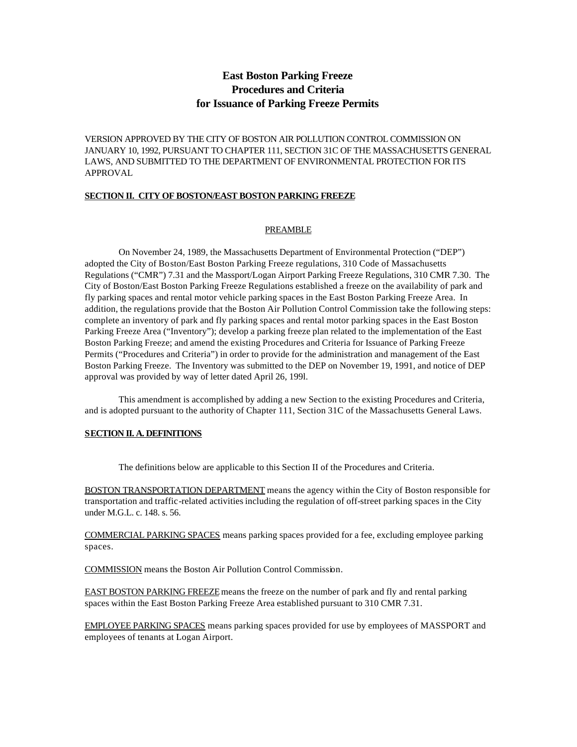# East Boston Parking Freeze
# Procedures and Criteria
# for Issuance of Parking Freeze Permits

VERSION APPROVED BY THE CITY OF BOSTON AIR POLLUTION CONTROL COMMISSION ON JANUARY 10, 1992, PURSUANT TO CHAPTER 111, SECTION 31C OF THE MASSACHUSETTS GENERAL LAWS, AND SUBMITTED TO THE DEPARTMENT OF ENVIRONMENTAL PROTECTION FOR ITS APPROVAL

## SECTION II. CITY OF BOSTON/EAST BOSTON PARKING FREEZE

### PREAMBLE

On November 24, 1989, the Massachusetts Department of Environmental Protection ("DEP") adopted the City of Boston/East Boston Parking Freeze regulations, 310 Code of Massachusetts Regulations ("CMR") 7.31 and the Massport/Logan Airport Parking Freeze Regulations, 310 CMR 7.30. The City of Boston/East Boston Parking Freeze Regulations established a freeze on the availability of park and fly parking spaces and rental motor vehicle parking spaces in the East Boston Parking Freeze Area. In addition, the regulations provide that the Boston Air Pollution Control Commission take the following steps: complete an inventory of park and fly parking spaces and rental motor parking spaces in the East Boston Parking Freeze Area ("Inventory"); develop a parking freeze plan related to the implementation of the East Boston Parking Freeze; and amend the existing Procedures and Criteria for Issuance of Parking Freeze Permits ("Procedures and Criteria") in order to provide for the administration and management of the East Boston Parking Freeze. The Inventory was submitted to the DEP on November 19, 1991, and notice of DEP approval was provided by way of letter dated April 26, 199l.

This amendment is accomplished by adding a new Section to the existing Procedures and Criteria, and is adopted pursuant to the authority of Chapter 111, Section 31C of the Massachusetts General Laws.

## SECTION II. A. DEFINITIONS

The definitions below are applicable to this Section II of the Procedures and Criteria.

BOSTON TRANSPORTATION DEPARTMENT means the agency within the City of Boston responsible for transportation and traffic-related activities including the regulation of off-street parking spaces in the City under M.G.L. c. 148. s. 56.

COMMERCIAL PARKING SPACES means parking spaces provided for a fee, excluding employee parking spaces.

COMMISSION means the Boston Air Pollution Control Commission.

EAST BOSTON PARKING FREEZE means the freeze on the number of park and fly and rental parking spaces within the East Boston Parking Freeze Area established pursuant to 310 CMR 7.31.

EMPLOYEE PARKING SPACES means parking spaces provided for use by employees of MASSPORT and employees of tenants at Logan Airport.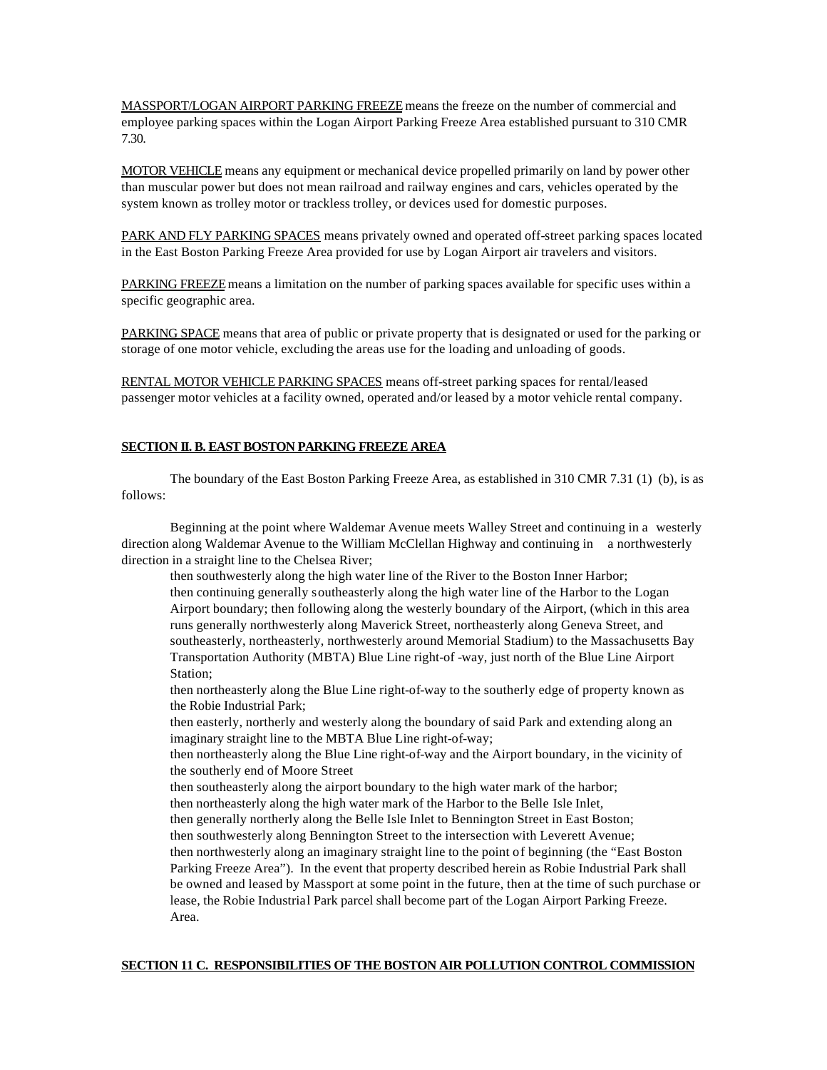MASSPORT/LOGAN AIRPORT PARKING FREEZE means the freeze on the number of commercial and employee parking spaces within the Logan Airport Parking Freeze Area established pursuant to 310 CMR 7.30.

MOTOR VEHICLE means any equipment or mechanical device propelled primarily on land by power other than muscular power but does not mean railroad and railway engines and cars, vehicles operated by the system known as trolley motor or trackless trolley, or devices used for domestic purposes.

PARK AND FLY PARKING SPACES means privately owned and operated off-street parking spaces located in the East Boston Parking Freeze Area provided for use by Logan Airport air travelers and visitors.

PARKING FREEZE means a limitation on the number of parking spaces available for specific uses within a specific geographic area.

PARKING SPACE means that area of public or private property that is designated or used for the parking or storage of one motor vehicle, excluding the areas use for the loading and unloading of goods.

RENTAL MOTOR VEHICLE PARKING SPACES means off-street parking spaces for rental/leased passenger motor vehicles at a facility owned, operated and/or leased by a motor vehicle rental company.

**SECTION II. B. EAST BOSTON PARKING FREEZE AREA**

The boundary of the East Boston Parking Freeze Area, as established in 310 CMR 7.31 (1) (b), is as follows:

Beginning at the point where Waldemar Avenue meets Walley Street and continuing in a westerly direction along Waldemar Avenue to the William McClellan Highway and continuing in a northwesterly direction in a straight line to the Chelsea River;

then southwesterly along the high water line of the River to the Boston Inner Harbor;
then continuing generally southeasterly along the high water line of the Harbor to the Logan Airport boundary; then following along the westerly boundary of the Airport, (which in this area runs generally northwesterly along Maverick Street, northeasterly along Geneva Street, and southeasterly, northeasterly, northwesterly around Memorial Stadium) to the Massachusetts Bay Transportation Authority (MBTA) Blue Line right-of -way, just north of the Blue Line Airport Station;
then northeasterly along the Blue Line right-of-way to the southerly edge of property known as the Robie Industrial Park;
then easterly, northerly and westerly along the boundary of said Park and extending along an imaginary straight line to the MBTA Blue Line right-of-way;
then northeasterly along the Blue Line right-of-way and the Airport boundary, in the vicinity of the southerly end of Moore Street
then southeasterly along the airport boundary to the high water mark of the harbor;
then northeasterly along the high water mark of the Harbor to the Belle Isle Inlet,
then generally northerly along the Belle Isle Inlet to Bennington Street in East Boston;
then southwesterly along Bennington Street to the intersection with Leverett Avenue;
then northwesterly along an imaginary straight line to the point of beginning (the "East Boston Parking Freeze Area"). In the event that property described herein as Robie Industrial Park shall be owned and leased by Massport at some point in the future, then at the time of such purchase or lease, the Robie Industrial Park parcel shall become part of the Logan Airport Parking Freeze. Area.

**SECTION 11 C. RESPONSIBILITIES OF THE BOSTON AIR POLLUTION CONTROL COMMISSION**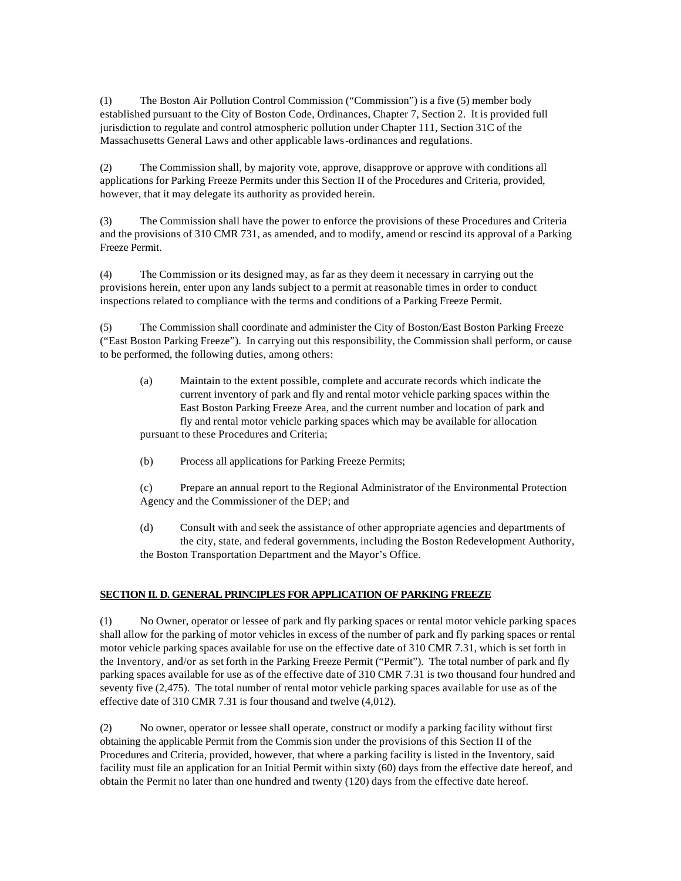(1) The Boston Air Pollution Control Commission ("Commission") is a five (5) member body established pursuant to the City of Boston Code, Ordinances, Chapter 7, Section 2. It is provided full jurisdiction to regulate and control atmospheric pollution under Chapter 111, Section 31C of the Massachusetts General Laws and other applicable laws-ordinances and regulations.

(2) The Commission shall, by majority vote, approve, disapprove or approve with conditions all applications for Parking Freeze Permits under this Section II of the Procedures and Criteria, provided, however, that it may delegate its authority as provided herein.

(3) The Commission shall have the power to enforce the provisions of these Procedures and Criteria and the provisions of 310 CMR 731, as amended, and to modify, amend or rescind its approval of a Parking Freeze Permit.

(4) The Commission or its designed may, as far as they deem it necessary in carrying out the provisions herein, enter upon any lands subject to a permit at reasonable times in order to conduct inspections related to compliance with the terms and conditions of a Parking Freeze Permit.

(5) The Commission shall coordinate and administer the City of Boston/East Boston Parking Freeze ("East Boston Parking Freeze"). In carrying out this responsibility, the Commission shall perform, or cause to be performed, the following duties, among others:

(a) Maintain to the extent possible, complete and accurate records which indicate the current inventory of park and fly and rental motor vehicle parking spaces within the East Boston Parking Freeze Area, and the current number and location of park and fly and rental motor vehicle parking spaces which may be available for allocation pursuant to these Procedures and Criteria;

(b) Process all applications for Parking Freeze Permits;

(c) Prepare an annual report to the Regional Administrator of the Environmental Protection Agency and the Commissioner of the DEP; and

(d) Consult with and seek the assistance of other appropriate agencies and departments of the city, state, and federal governments, including the Boston Redevelopment Authority, the Boston Transportation Department and the Mayor's Office.

**SECTION II. D. GENERAL PRINCIPLES FOR APPLICATION OF PARKING FREEZE**

(1) No Owner, operator or lessee of park and fly parking spaces or rental motor vehicle parking spaces shall allow for the parking of motor vehicles in excess of the number of park and fly parking spaces or rental motor vehicle parking spaces available for use on the effective date of 310 CMR 7.31, which is set forth in the Inventory, and/or as set forth in the Parking Freeze Permit ("Permit"). The total number of park and fly parking spaces available for use as of the effective date of 310 CMR 7.31 is two thousand four hundred and seventy five (2,475). The total number of rental motor vehicle parking spaces available for use as of the effective date of 310 CMR 7.31 is four thousand and twelve (4,012).

(2) No owner, operator or lessee shall operate, construct or modify a parking facility without first obtaining the applicable Permit from the Commission under the provisions of this Section II of the Procedures and Criteria, provided, however, that where a parking facility is listed in the Inventory, said facility must file an application for an Initial Permit within sixty (60) days from the effective date hereof, and obtain the Permit no later than one hundred and twenty (120) days from the effective date hereof.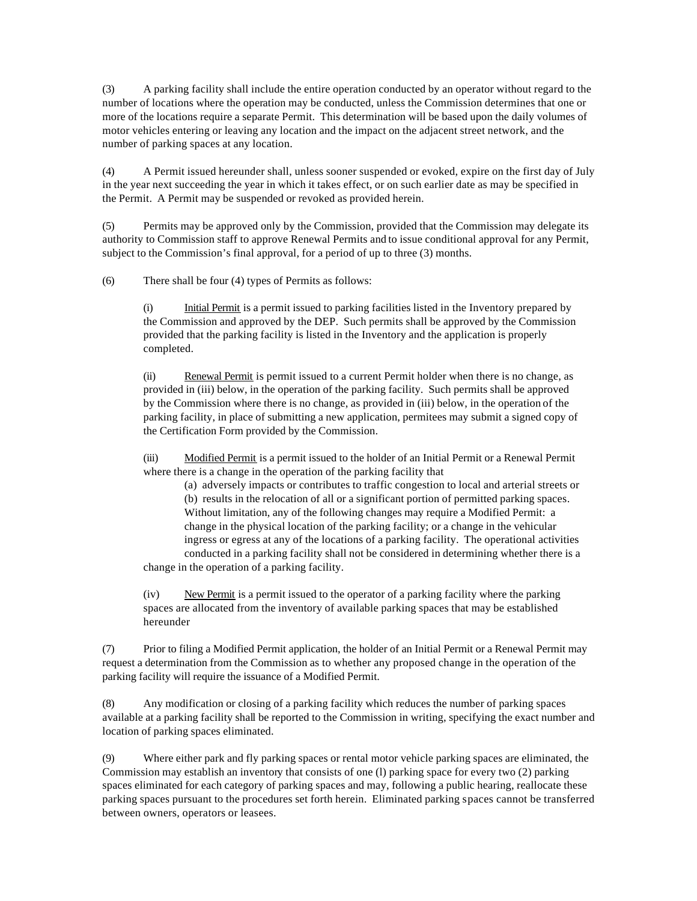(3) A parking facility shall include the entire operation conducted by an operator without regard to the number of locations where the operation may be conducted, unless the Commission determines that one or more of the locations require a separate Permit. This determination will be based upon the daily volumes of motor vehicles entering or leaving any location and the impact on the adjacent street network, and the number of parking spaces at any location.

(4) A Permit issued hereunder shall, unless sooner suspended or evoked, expire on the first day of July in the year next succeeding the year in which it takes effect, or on such earlier date as may be specified in the Permit. A Permit may be suspended or revoked as provided herein.

(5) Permits may be approved only by the Commission, provided that the Commission may delegate its authority to Commission staff to approve Renewal Permits and to issue conditional approval for any Permit, subject to the Commission's final approval, for a period of up to three (3) months.

(6) There shall be four (4) types of Permits as follows:

> (i) Initial Permit is a permit issued to parking facilities listed in the Inventory prepared by the Commission and approved by the DEP. Such permits shall be approved by the Commission provided that the parking facility is listed in the Inventory and the application is properly completed.
>
> (ii) Renewal Permit is permit issued to a current Permit holder when there is no change, as provided in (iii) below, in the operation of the parking facility. Such permits shall be approved by the Commission where there is no change, as provided in (iii) below, in the operation of the parking facility, in place of submitting a new application, permitees may submit a signed copy of the Certification Form provided by the Commission.
>
> (iii) Modified Permit is a permit issued to the holder of an Initial Permit or a Renewal Permit where there is a change in the operation of the parking facility that
>
> > (a) adversely impacts or contributes to traffic congestion to local and arterial streets or
> > (b) results in the relocation of all or a significant portion of permitted parking spaces. Without limitation, any of the following changes may require a Modified Permit: a change in the physical location of the parking facility; or a change in the vehicular ingress or egress at any of the locations of a parking facility. The operational activities conducted in a parking facility shall not be considered in determining whether there is a change in the operation of a parking facility.
>
> (iv) New Permit is a permit issued to the operator of a parking facility where the parking spaces are allocated from the inventory of available parking spaces that may be established hereunder

(7) Prior to filing a Modified Permit application, the holder of an Initial Permit or a Renewal Permit may request a determination from the Commission as to whether any proposed change in the operation of the parking facility will require the issuance of a Modified Permit.

(8) Any modification or closing of a parking facility which reduces the number of parking spaces available at a parking facility shall be reported to the Commission in writing, specifying the exact number and location of parking spaces eliminated.

(9) Where either park and fly parking spaces or rental motor vehicle parking spaces are eliminated, the Commission may establish an inventory that consists of one (l) parking space for every two (2) parking spaces eliminated for each category of parking spaces and may, following a public hearing, reallocate these parking spaces pursuant to the procedures set forth herein. Eliminated parking spaces cannot be transferred between owners, operators or leasees.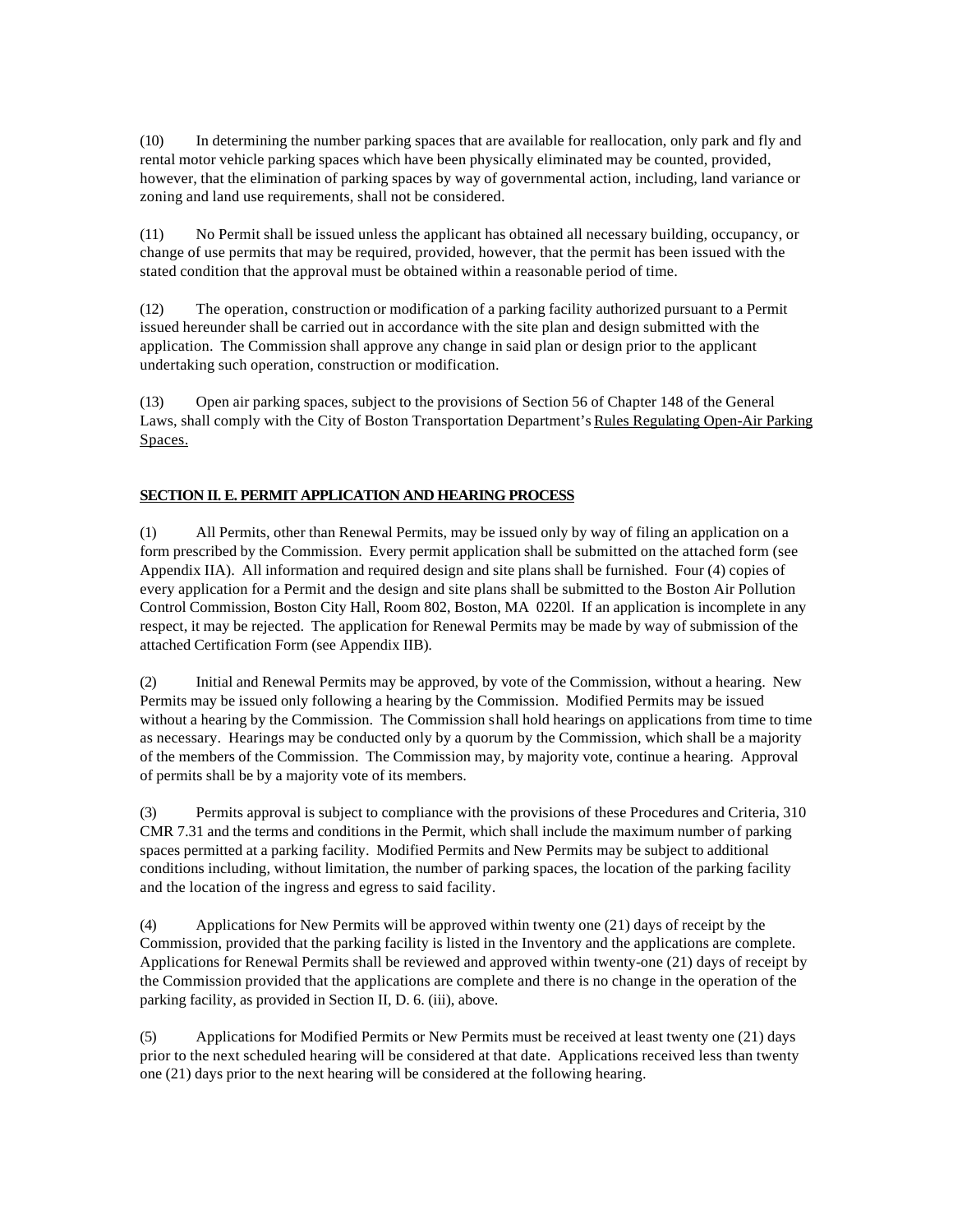(10) In determining the number parking spaces that are available for reallocation, only park and fly and rental motor vehicle parking spaces which have been physically eliminated may be counted, provided, however, that the elimination of parking spaces by way of governmental action, including, land variance or zoning and land use requirements, shall not be considered.

(11) No Permit shall be issued unless the applicant has obtained all necessary building, occupancy, or change of use permits that may be required, provided, however, that the permit has been issued with the stated condition that the approval must be obtained within a reasonable period of time.

(12) The operation, construction or modification of a parking facility authorized pursuant to a Permit issued hereunder shall be carried out in accordance with the site plan and design submitted with the application. The Commission shall approve any change in said plan or design prior to the applicant undertaking such operation, construction or modification.

(13) Open air parking spaces, subject to the provisions of Section 56 of Chapter 148 of the General Laws, shall comply with the City of Boston Transportation Department's Rules Regulating Open-Air Parking Spaces.

**SECTION II. E. PERMIT APPLICATION AND HEARING PROCESS**

(1) All Permits, other than Renewal Permits, may be issued only by way of filing an application on a form prescribed by the Commission. Every permit application shall be submitted on the attached form (see Appendix IIA). All information and required design and site plans shall be furnished. Four (4) copies of every application for a Permit and the design and site plans shall be submitted to the Boston Air Pollution Control Commission, Boston City Hall, Room 802, Boston, MA 0220l. If an application is incomplete in any respect, it may be rejected. The application for Renewal Permits may be made by way of submission of the attached Certification Form (see Appendix IIB).

(2) Initial and Renewal Permits may be approved, by vote of the Commission, without a hearing. New Permits may be issued only following a hearing by the Commission. Modified Permits may be issued without a hearing by the Commission. The Commission shall hold hearings on applications from time to time as necessary. Hearings may be conducted only by a quorum by the Commission, which shall be a majority of the members of the Commission. The Commission may, by majority vote, continue a hearing. Approval of permits shall be by a majority vote of its members.

(3) Permits approval is subject to compliance with the provisions of these Procedures and Criteria, 310 CMR 7.31 and the terms and conditions in the Permit, which shall include the maximum number of parking spaces permitted at a parking facility. Modified Permits and New Permits may be subject to additional conditions including, without limitation, the number of parking spaces, the location of the parking facility and the location of the ingress and egress to said facility.

(4) Applications for New Permits will be approved within twenty one (21) days of receipt by the Commission, provided that the parking facility is listed in the Inventory and the applications are complete. Applications for Renewal Permits shall be reviewed and approved within twenty-one (21) days of receipt by the Commission provided that the applications are complete and there is no change in the operation of the parking facility, as provided in Section II, D. 6. (iii), above.

(5) Applications for Modified Permits or New Permits must be received at least twenty one (21) days prior to the next scheduled hearing will be considered at that date. Applications received less than twenty one (21) days prior to the next hearing will be considered at the following hearing.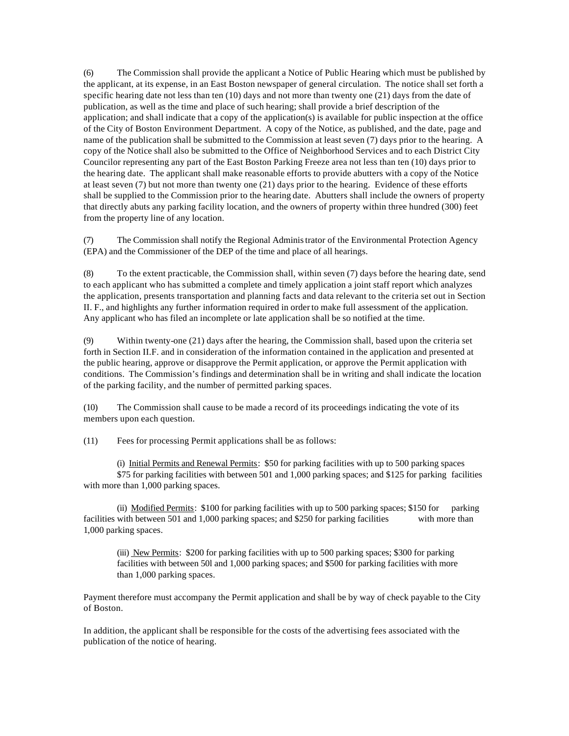(6) The Commission shall provide the applicant a Notice of Public Hearing which must be published by the applicant, at its expense, in an East Boston newspaper of general circulation. The notice shall set forth a specific hearing date not less than ten (10) days and not more than twenty one (21) days from the date of publication, as well as the time and place of such hearing; shall provide a brief description of the application; and shall indicate that a copy of the application(s) is available for public inspection at the office of the City of Boston Environment Department. A copy of the Notice, as published, and the date, page and name of the publication shall be submitted to the Commission at least seven (7) days prior to the hearing. A copy of the Notice shall also be submitted to the Office of Neighborhood Services and to each District City Councilor representing any part of the East Boston Parking Freeze area not less than ten (10) days prior to the hearing date. The applicant shall make reasonable efforts to provide abutters with a copy of the Notice at least seven (7) but not more than twenty one (21) days prior to the hearing. Evidence of these efforts shall be supplied to the Commission prior to the hearing date. Abutters shall include the owners of property that directly abuts any parking facility location, and the owners of property within three hundred (300) feet from the property line of any location.

(7) The Commission shall notify the Regional Administrator of the Environmental Protection Agency (EPA) and the Commissioner of the DEP of the time and place of all hearings.

(8) To the extent practicable, the Commission shall, within seven (7) days before the hearing date, send to each applicant who has submitted a complete and timely application a joint staff report which analyzes the application, presents transportation and planning facts and data relevant to the criteria set out in Section II. F., and highlights any further information required in order to make full assessment of the application. Any applicant who has filed an incomplete or late application shall be so notified at the time.

(9) Within twenty-one (21) days after the hearing, the Commission shall, based upon the criteria set forth in Section II.F. and in consideration of the information contained in the application and presented at the public hearing, approve or disapprove the Permit application, or approve the Permit application with conditions. The Commission's findings and determination shall be in writing and shall indicate the location of the parking facility, and the number of permitted parking spaces.

(10) The Commission shall cause to be made a record of its proceedings indicating the vote of its members upon each question.

(11) Fees for processing Permit applications shall be as follows:

(i) Initial Permits and Renewal Permits: $50 for parking facilities with up to 500 parking spaces $75 for parking facilities with between 501 and 1,000 parking spaces; and $125 for parking facilities with more than 1,000 parking spaces.

(ii) Modified Permits: $100 for parking facilities with up to 500 parking spaces; $150 for parking facilities with between 501 and 1,000 parking spaces; and $250 for parking facilities with more than 1,000 parking spaces.

(iii) New Permits: $200 for parking facilities with up to 500 parking spaces; $300 for parking facilities with between 50l and 1,000 parking spaces; and $500 for parking facilities with more than 1,000 parking spaces.

Payment therefore must accompany the Permit application and shall be by way of check payable to the City of Boston.

In addition, the applicant shall be responsible for the costs of the advertising fees associated with the publication of the notice of hearing.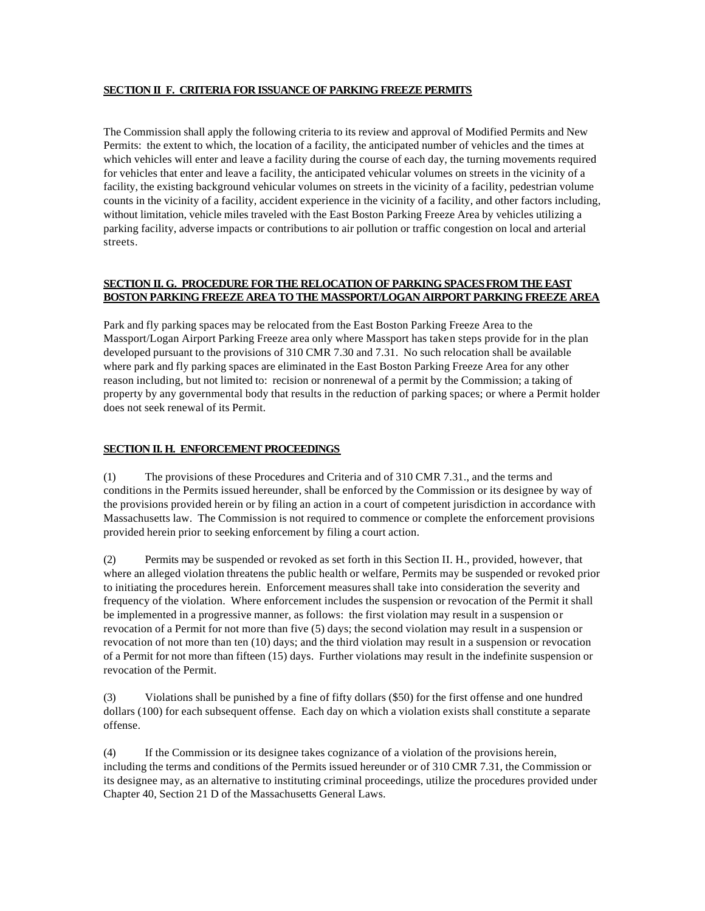**SECTION II F. CRITERIA FOR ISSUANCE OF PARKING FREEZE PERMITS**

The Commission shall apply the following criteria to its review and approval of Modified Permits and New Permits: the extent to which, the location of a facility, the anticipated number of vehicles and the times at which vehicles will enter and leave a facility during the course of each day, the turning movements required for vehicles that enter and leave a facility, the anticipated vehicular volumes on streets in the vicinity of a facility, the existing background vehicular volumes on streets in the vicinity of a facility, pedestrian volume counts in the vicinity of a facility, accident experience in the vicinity of a facility, and other factors including, without limitation, vehicle miles traveled with the East Boston Parking Freeze Area by vehicles utilizing a parking facility, adverse impacts or contributions to air pollution or traffic congestion on local and arterial streets.

**SECTION II. G. PROCEDURE FOR THE RELOCATION OF PARKING SPACES FROM THE EAST BOSTON PARKING FREEZE AREA TO THE MASSPORT/LOGAN AIRPORT PARKING FREEZE AREA**

Park and fly parking spaces may be relocated from the East Boston Parking Freeze Area to the Massport/Logan Airport Parking Freeze area only where Massport has taken steps provide for in the plan developed pursuant to the provisions of 310 CMR 7.30 and 7.31. No such relocation shall be available where park and fly parking spaces are eliminated in the East Boston Parking Freeze Area for any other reason including, but not limited to: recision or nonrenewal of a permit by the Commission; a taking of property by any governmental body that results in the reduction of parking spaces; or where a Permit holder does not seek renewal of its Permit.

**SECTION II. H. ENFORCEMENT PROCEEDINGS**

(1) The provisions of these Procedures and Criteria and of 310 CMR 7.31., and the terms and conditions in the Permits issued hereunder, shall be enforced by the Commission or its designee by way of the provisions provided herein or by filing an action in a court of competent jurisdiction in accordance with Massachusetts law. The Commission is not required to commence or complete the enforcement provisions provided herein prior to seeking enforcement by filing a court action.

(2) Permits may be suspended or revoked as set forth in this Section II. H., provided, however, that where an alleged violation threatens the public health or welfare, Permits may be suspended or revoked prior to initiating the procedures herein. Enforcement measures shall take into consideration the severity and frequency of the violation. Where enforcement includes the suspension or revocation of the Permit it shall be implemented in a progressive manner, as follows: the first violation may result in a suspension or revocation of a Permit for not more than five (5) days; the second violation may result in a suspension or revocation of not more than ten (10) days; and the third violation may result in a suspension or revocation of a Permit for not more than fifteen (15) days. Further violations may result in the indefinite suspension or revocation of the Permit.

(3) Violations shall be punished by a fine of fifty dollars ($50) for the first offense and one hundred dollars (100) for each subsequent offense. Each day on which a violation exists shall constitute a separate offense.

(4) If the Commission or its designee takes cognizance of a violation of the provisions herein, including the terms and conditions of the Permits issued hereunder or of 310 CMR 7.31, the Commission or its designee may, as an alternative to instituting criminal proceedings, utilize the procedures provided under Chapter 40, Section 21 D of the Massachusetts General Laws.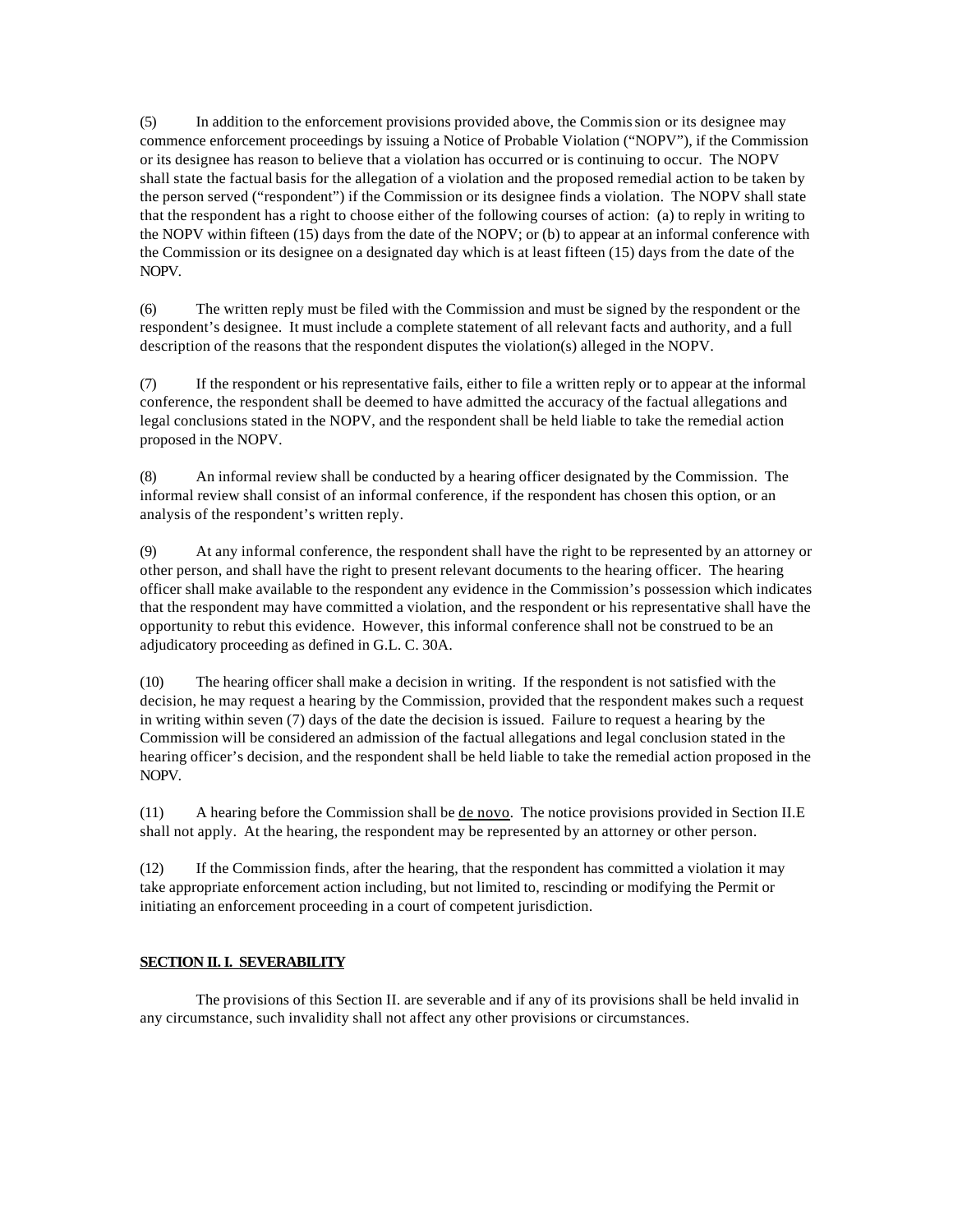(5) In addition to the enforcement provisions provided above, the Commission or its designee may commence enforcement proceedings by issuing a Notice of Probable Violation ("NOPV"), if the Commission or its designee has reason to believe that a violation has occurred or is continuing to occur. The NOPV shall state the factual basis for the allegation of a violation and the proposed remedial action to be taken by the person served ("respondent") if the Commission or its designee finds a violation. The NOPV shall state that the respondent has a right to choose either of the following courses of action: (a) to reply in writing to the NOPV within fifteen (15) days from the date of the NOPV; or (b) to appear at an informal conference with the Commission or its designee on a designated day which is at least fifteen (15) days from the date of the NOPV.

(6) The written reply must be filed with the Commission and must be signed by the respondent or the respondent's designee. It must include a complete statement of all relevant facts and authority, and a full description of the reasons that the respondent disputes the violation(s) alleged in the NOPV.

(7) If the respondent or his representative fails, either to file a written reply or to appear at the informal conference, the respondent shall be deemed to have admitted the accuracy of the factual allegations and legal conclusions stated in the NOPV, and the respondent shall be held liable to take the remedial action proposed in the NOPV.

(8) An informal review shall be conducted by a hearing officer designated by the Commission. The informal review shall consist of an informal conference, if the respondent has chosen this option, or an analysis of the respondent's written reply.

(9) At any informal conference, the respondent shall have the right to be represented by an attorney or other person, and shall have the right to present relevant documents to the hearing officer. The hearing officer shall make available to the respondent any evidence in the Commission's possession which indicates that the respondent may have committed a violation, and the respondent or his representative shall have the opportunity to rebut this evidence. However, this informal conference shall not be construed to be an adjudicatory proceeding as defined in G.L. C. 30A.

(10) The hearing officer shall make a decision in writing. If the respondent is not satisfied with the decision, he may request a hearing by the Commission, provided that the respondent makes such a request in writing within seven (7) days of the date the decision is issued. Failure to request a hearing by the Commission will be considered an admission of the factual allegations and legal conclusion stated in the hearing officer's decision, and the respondent shall be held liable to take the remedial action proposed in the NOPV.

(11) A hearing before the Commission shall be de novo. The notice provisions provided in Section II.E shall not apply. At the hearing, the respondent may be represented by an attorney or other person.

(12) If the Commission finds, after the hearing, that the respondent has committed a violation it may take appropriate enforcement action including, but not limited to, rescinding or modifying the Permit or initiating an enforcement proceeding in a court of competent jurisdiction.

**SECTION II. I. SEVERABILITY**

The provisions of this Section II. are severable and if any of its provisions shall be held invalid in any circumstance, such invalidity shall not affect any other provisions or circumstances.